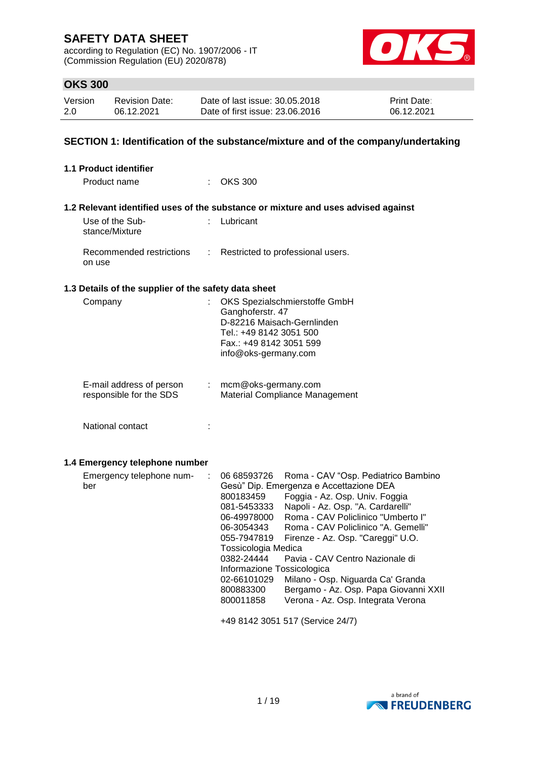# SAFETY DATA SHEET

according to Regulation (EC) No. 1907/2006 - IT
(Commission Regulation (EU) 2020/878)

## OKS 300

| Version | Revision Date: | Date of last issue: 30.05.2018 | Print Date: |
|---|---|---|---|
| 2.0 | 06.12.2021 | Date of first issue: 23.06.2016 | 06.12.2021 |

## SECTION 1: Identification of the substance/mixture and of the company/undertaking

### 1.1 Product identifier

Product name : OKS 300

### 1.2 Relevant identified uses of the substance or mixture and uses advised against

Use of the Substance/Mixture : Lubricant

Recommended restrictions on use : Restricted to professional users.

### 1.3 Details of the supplier of the safety data sheet

Company : OKS Spezialschmierstoffe GmbH
Ganghoferstr. 47
D-82216 Maisach-Gernlinden
Tel.: +49 8142 3051 500
Fax.: +49 8142 3051 599
info@oks-germany.com

E-mail address of person responsible for the SDS : mcm@oks-germany.com
Material Compliance Management

National contact :

### 1.4 Emergency telephone number

Emergency telephone number :

| | |
|---|---|
| 06 68593726 | Roma - CAV "Osp. Pediatrico Bambino Gesù" Dip. Emergenza e Accettazione DEA |
| 800183459 | Foggia - Az. Osp. Univ. Foggia |
| 081-5453333 | Napoli - Az. Osp. "A. Cardarelli" |
| 06-49978000 | Roma - CAV Policlinico "Umberto I" |
| 06-3054343 | Roma - CAV Policlinico "A. Gemelli" |
| 055-7947819 | Firenze - Az. Osp. "Careggi" U.O. Tossicologia Medica |
| 0382-24444 | Pavia - CAV Centro Nazionale di Informazione Tossicologica |
| 02-66101029 | Milano - Osp. Niguarda Ca' Granda |
| 800883300 | Bergamo - Az. Osp. Papa Giovanni XXII |
| 800011858 | Verona - Az. Osp. Integrata Verona |

+49 8142 3051 517 (Service 24/7)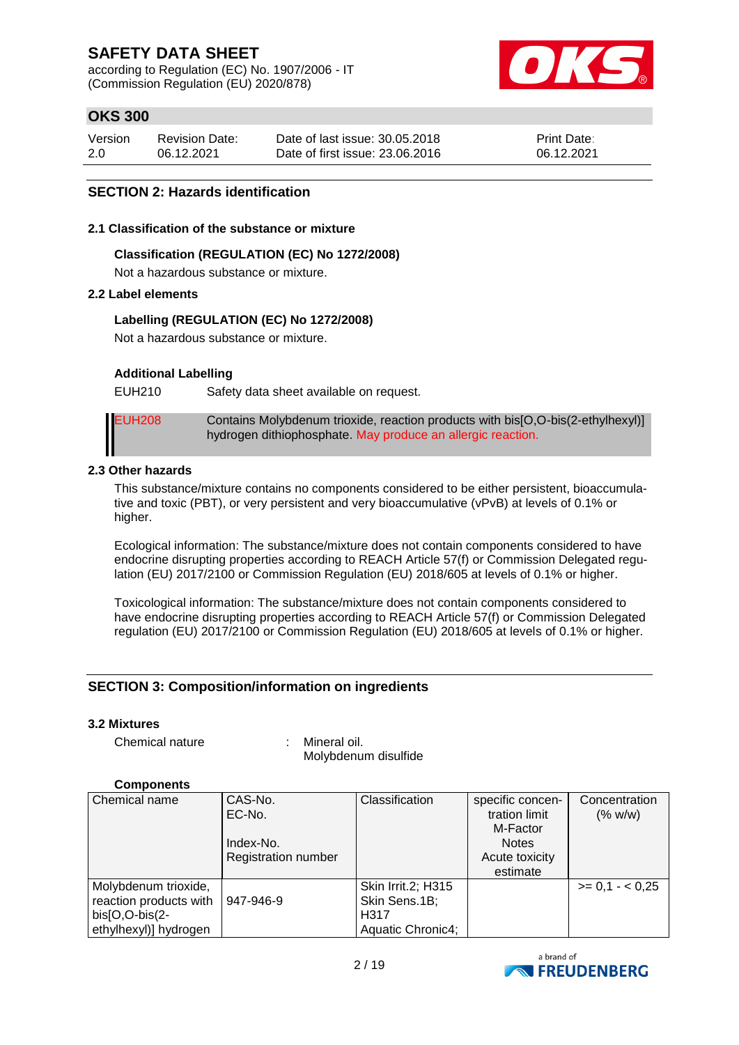## SECTION 2: Hazards identification

### 2.1 Classification of the substance or mixture

**Classification (REGULATION (EC) No 1272/2008)**

Not a hazardous substance or mixture.

### 2.2 Label elements

**Labelling (REGULATION (EC) No 1272/2008)**

Not a hazardous substance or mixture.

**Additional Labelling**

| | |
|---|---|
| EUH210 | Safety data sheet available on request. |
| EUH208 | Contains Molybdenum trioxide, reaction products with bis[O,O-bis(2-ethylhexyl)] hydrogen dithiophosphate. May produce an allergic reaction. |

### 2.3 Other hazards

This substance/mixture contains no components considered to be either persistent, bioaccumulative and toxic (PBT), or very persistent and very bioaccumulative (vPvB) at levels of 0.1% or higher.

Ecological information: The substance/mixture does not contain components considered to have endocrine disrupting properties according to REACH Article 57(f) or Commission Delegated regulation (EU) 2017/2100 or Commission Regulation (EU) 2018/605 at levels of 0.1% or higher.

Toxicological information: The substance/mixture does not contain components considered to have endocrine disrupting properties according to REACH Article 57(f) or Commission Delegated regulation (EU) 2017/2100 or Commission Regulation (EU) 2018/605 at levels of 0.1% or higher.

## SECTION 3: Composition/information on ingredients

### 3.2 Mixtures

Chemical nature : Mineral oil.
Molybdenum disulfide

**Components**

| Chemical name | CAS-No.<br>EC-No.<br><br>Index-No.<br>Registration number | Classification | specific concentration limit<br>M-Factor<br>Notes<br>Acute toxicity estimate | Concentration (% w/w) |
|---|---|---|---|---|
| Molybdenum trioxide, reaction products with bis[O,O-bis(2-ethylhexyl)] hydrogen | 947-946-9 | Skin Irrit.2; H315<br>Skin Sens.1B; H317<br>Aquatic Chronic4; | | >= 0,1 - < 0,25 |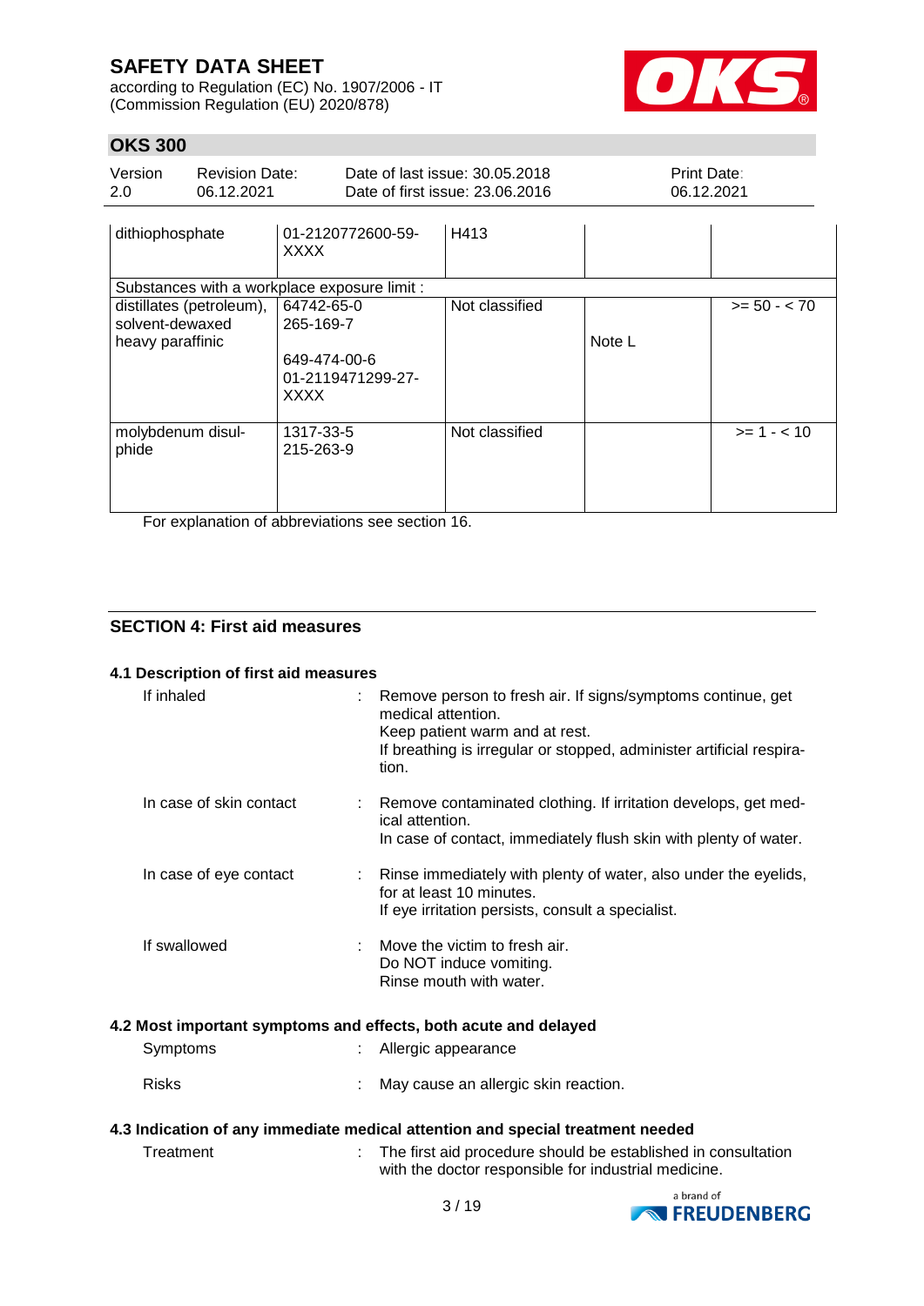| | | | | |
|---|---|---|---|---|
| dithiophosphate | 01-2120772600-59-XXXX | H413 | | |
| Substances with a workplace exposure limit : | | | | |
| distillates (petroleum), solvent-dewaxed heavy paraffinic | 64742-65-0<br>265-169-7<br><br>649-474-00-6<br>01-2119471299-27-XXXX | Not classified | Note L | >= 50 - < 70 |
| molybdenum disulphide | 1317-33-5<br>215-263-9 | Not classified | | >= 1 - < 10 |

For explanation of abbreviations see section 16.

## SECTION 4: First aid measures

### 4.1 Description of first aid measures

If inhaled : Remove person to fresh air. If signs/symptoms continue, get medical attention.
Keep patient warm and at rest.
If breathing is irregular or stopped, administer artificial respiration.

In case of skin contact : Remove contaminated clothing. If irritation develops, get medical attention.
In case of contact, immediately flush skin with plenty of water.

In case of eye contact : Rinse immediately with plenty of water, also under the eyelids, for at least 10 minutes.
If eye irritation persists, consult a specialist.

If swallowed : Move the victim to fresh air.
Do NOT induce vomiting.
Rinse mouth with water.

### 4.2 Most important symptoms and effects, both acute and delayed

Symptoms : Allergic appearance

Risks : May cause an allergic skin reaction.

### 4.3 Indication of any immediate medical attention and special treatment needed

Treatment : The first aid procedure should be established in consultation with the doctor responsible for industrial medicine.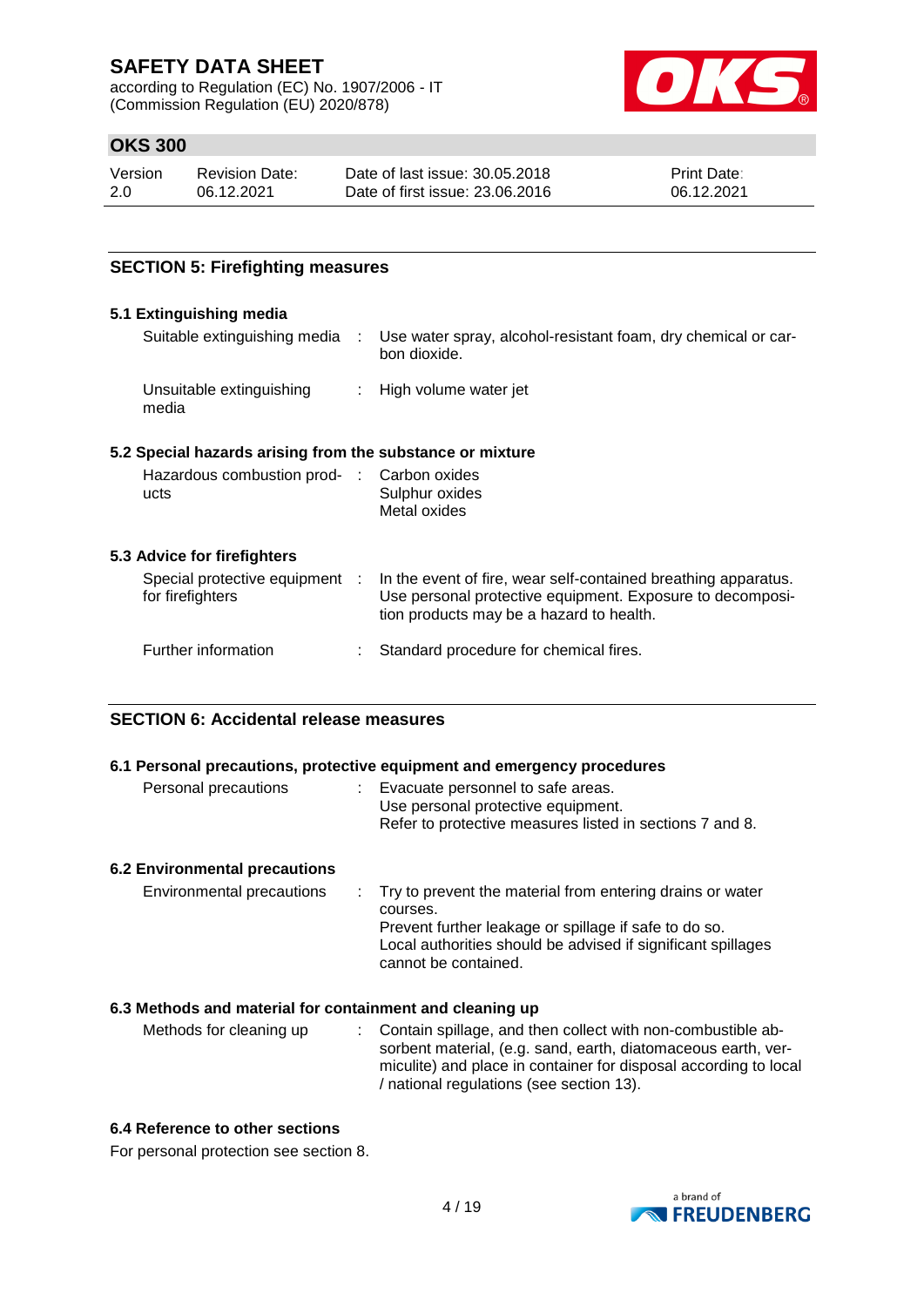## SECTION 5: Firefighting measures

### 5.1 Extinguishing media

| | | |
|---|---|---|
| Suitable extinguishing media | : | Use water spray, alcohol-resistant foam, dry chemical or carbon dioxide. |
| Unsuitable extinguishing media | : | High volume water jet |

### 5.2 Special hazards arising from the substance or mixture

| | | |
|---|---|---|
| Hazardous combustion products | : | Carbon oxides<br>Sulphur oxides<br>Metal oxides |

### 5.3 Advice for firefighters

| | | |
|---|---|---|
| Special protective equipment for firefighters | : | In the event of fire, wear self-contained breathing apparatus. Use personal protective equipment. Exposure to decomposition products may be a hazard to health. |
| Further information | : | Standard procedure for chemical fires. |

## SECTION 6: Accidental release measures

### 6.1 Personal precautions, protective equipment and emergency procedures

| | | |
|---|---|---|
| Personal precautions | : | Evacuate personnel to safe areas.<br>Use personal protective equipment.<br>Refer to protective measures listed in sections 7 and 8. |

### 6.2 Environmental precautions

| | | |
|---|---|---|
| Environmental precautions | : | Try to prevent the material from entering drains or water courses.<br>Prevent further leakage or spillage if safe to do so.<br>Local authorities should be advised if significant spillages cannot be contained. |

### 6.3 Methods and material for containment and cleaning up

| | | |
|---|---|---|
| Methods for cleaning up | : | Contain spillage, and then collect with non-combustible absorbent material, (e.g. sand, earth, diatomaceous earth, vermiculite) and place in container for disposal according to local / national regulations (see section 13). |

### 6.4 Reference to other sections

For personal protection see section 8.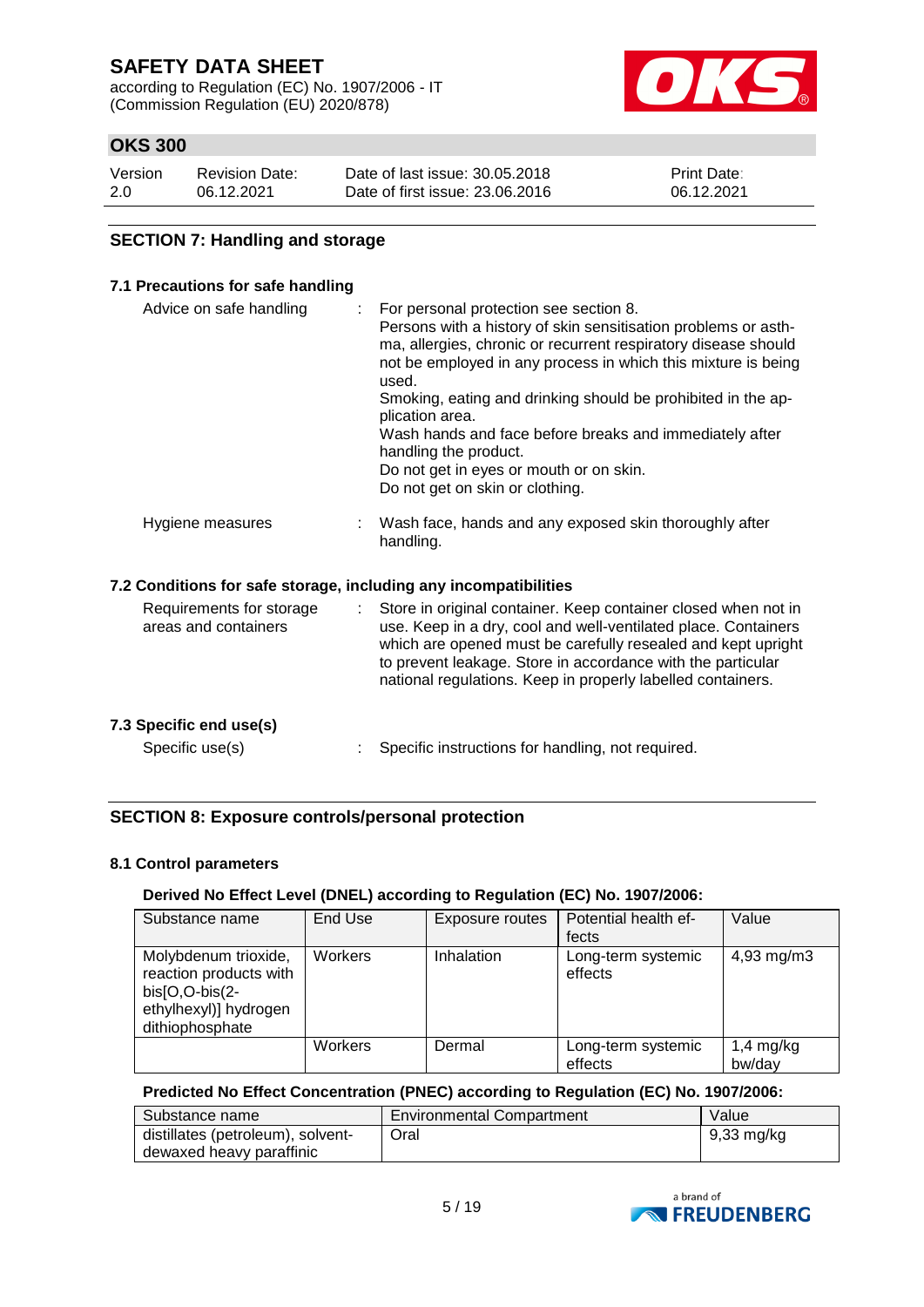## SECTION 7: Handling and storage

### 7.1 Precautions for safe handling

Advice on safe handling : For personal protection see section 8.
Persons with a history of skin sensitisation problems or asthma, allergies, chronic or recurrent respiratory disease should not be employed in any process in which this mixture is being used.
Smoking, eating and drinking should be prohibited in the application area.
Wash hands and face before breaks and immediately after handling the product.
Do not get in eyes or mouth or on skin.
Do not get on skin or clothing.

Hygiene measures : Wash face, hands and any exposed skin thoroughly after handling.

### 7.2 Conditions for safe storage, including any incompatibilities

Requirements for storage areas and containers : Store in original container. Keep container closed when not in use. Keep in a dry, cool and well-ventilated place. Containers which are opened must be carefully resealed and kept upright to prevent leakage. Store in accordance with the particular national regulations. Keep in properly labelled containers.

### 7.3 Specific end use(s)

Specific use(s) : Specific instructions for handling, not required.

## SECTION 8: Exposure controls/personal protection

### 8.1 Control parameters

**Derived No Effect Level (DNEL) according to Regulation (EC) No. 1907/2006:**

| Substance name | End Use | Exposure routes | Potential health effects | Value |
|---|---|---|---|---|
| Molybdenum trioxide, reaction products with bis[O,O-bis(2-ethylhexyl)] hydrogen dithiophosphate | Workers | Inhalation | Long-term systemic effects | 4,93 mg/m3 |
| | Workers | Dermal | Long-term systemic effects | 1,4 mg/kg bw/day |

**Predicted No Effect Concentration (PNEC) according to Regulation (EC) No. 1907/2006:**

| Substance name | Environmental Compartment | Value |
|---|---|---|
| distillates (petroleum), solvent-dewaxed heavy paraffinic | Oral | 9,33 mg/kg |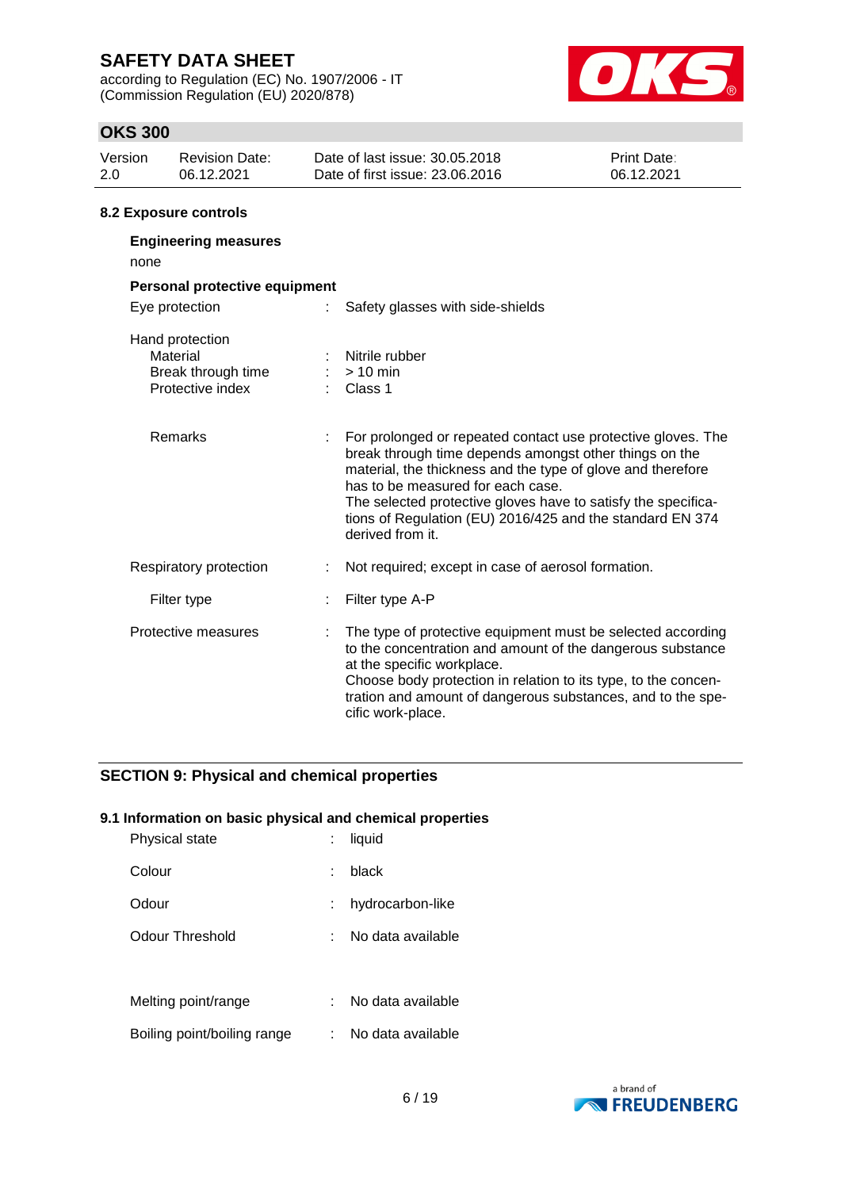### 8.2 Exposure controls

**Engineering measures**

none

**Personal protective equipment**

| | | |
|---|---|---|
| Eye protection | : | Safety glasses with side-shields |
| Hand protection | | |
| Material | : | Nitrile rubber |
| Break through time | : | > 10 min |
| Protective index | : | Class 1 |
| Remarks | : | For prolonged or repeated contact use protective gloves. The break through time depends amongst other things on the material, the thickness and the type of glove and therefore has to be measured for each case. The selected protective gloves have to satisfy the specifications of Regulation (EU) 2016/425 and the standard EN 374 derived from it. |
| Respiratory protection | : | Not required; except in case of aerosol formation. |
| Filter type | : | Filter type A-P |
| Protective measures | : | The type of protective equipment must be selected according to the concentration and amount of the dangerous substance at the specific workplace. Choose body protection in relation to its type, to the concentration and amount of dangerous substances, and to the specific work-place. |

## SECTION 9: Physical and chemical properties

### 9.1 Information on basic physical and chemical properties

| | | |
|---|---|---|
| Physical state | : | liquid |
| Colour | : | black |
| Odour | : | hydrocarbon-like |
| Odour Threshold | : | No data available |
| Melting point/range | : | No data available |
| Boiling point/boiling range | : | No data available |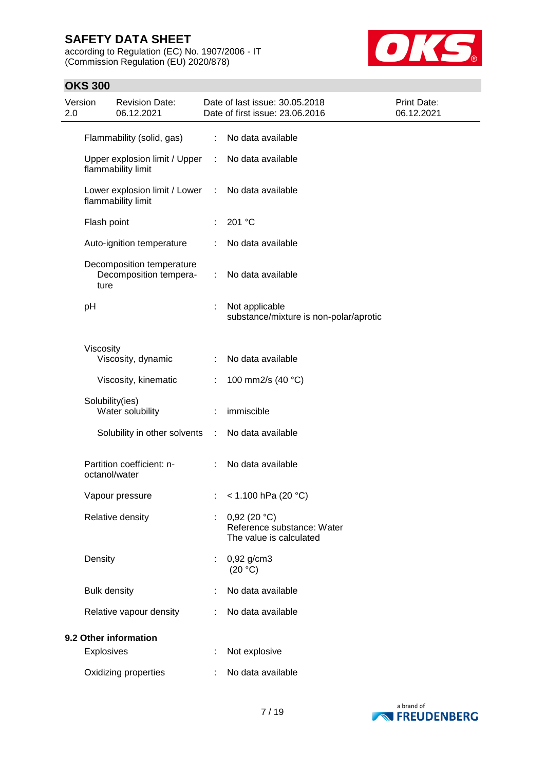| | | |
|---|---|---|
| Flammability (solid, gas) | : | No data available |
| Upper explosion limit / Upper flammability limit | : | No data available |
| Lower explosion limit / Lower flammability limit | : | No data available |
| Flash point | : | 201 °C |
| Auto-ignition temperature | : | No data available |
| Decomposition temperature<br>Decomposition temperature | : | No data available |
| pH | : | Not applicable<br>substance/mixture is non-polar/aprotic |
| Viscosity<br>Viscosity, dynamic | : | No data available |
| Viscosity, kinematic | : | 100 mm2/s (40 °C) |
| Solubility(ies)<br>Water solubility | : | immiscible |
| Solubility in other solvents | : | No data available |
| Partition coefficient: n-octanol/water | : | No data available |
| Vapour pressure | : | < 1.100 hPa (20 °C) |
| Relative density | : | 0,92 (20 °C)<br>Reference substance: Water<br>The value is calculated |
| Density | : | 0,92 g/cm3<br>(20 °C) |
| Bulk density | : | No data available |
| Relative vapour density | : | No data available |

**9.2 Other information**

| | | |
|---|---|---|
| Explosives | : | Not explosive |
| Oxidizing properties | : | No data available |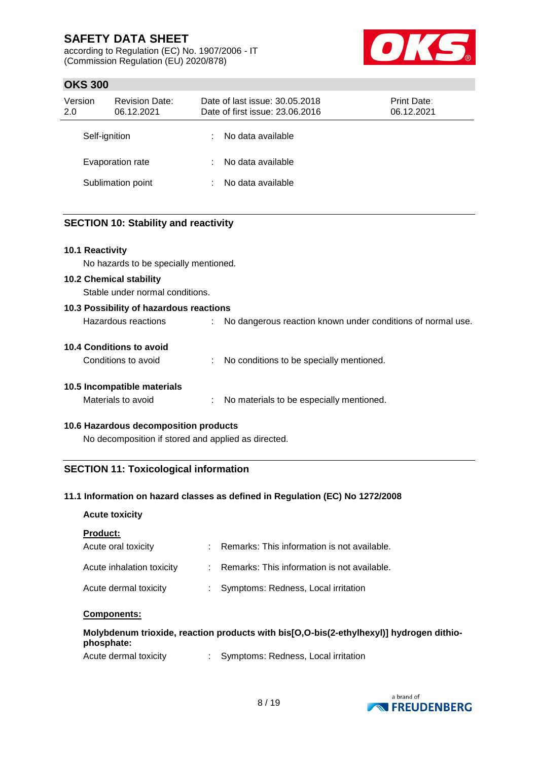| | | |
|---|---|---|
| Self-ignition | : | No data available |
| Evaporation rate | : | No data available |
| Sublimation point | : | No data available |

## SECTION 10: Stability and reactivity

### 10.1 Reactivity

No hazards to be specially mentioned.

### 10.2 Chemical stability

Stable under normal conditions.

### 10.3 Possibility of hazardous reactions

Hazardous reactions : No dangerous reaction known under conditions of normal use.

### 10.4 Conditions to avoid

Conditions to avoid : No conditions to be specially mentioned.

### 10.5 Incompatible materials

Materials to avoid : No materials to be especially mentioned.

### 10.6 Hazardous decomposition products

No decomposition if stored and applied as directed.

## SECTION 11: Toxicological information

### 11.1 Information on hazard classes as defined in Regulation (EC) No 1272/2008

**Acute toxicity**

**Product:**

| | | |
|---|---|---|
| Acute oral toxicity | : | Remarks: This information is not available. |
| Acute inhalation toxicity | : | Remarks: This information is not available. |
| Acute dermal toxicity | : | Symptoms: Redness, Local irritation |

**Components:**

**Molybdenum trioxide, reaction products with bis[O,O-bis(2-ethylhexyl)] hydrogen dithio-phosphate:**

Acute dermal toxicity : Symptoms: Redness, Local irritation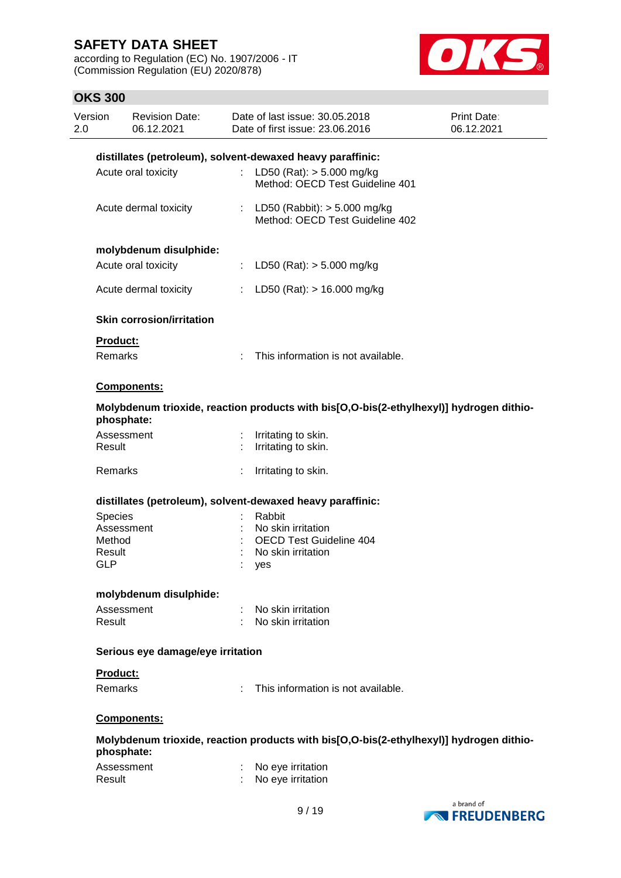**distillates (petroleum), solvent-dewaxed heavy paraffinic:**

| | | |
|---|---|---|
| Acute oral toxicity | : | LD50 (Rat): > 5.000 mg/kg<br>Method: OECD Test Guideline 401 |
| Acute dermal toxicity | : | LD50 (Rabbit): > 5.000 mg/kg<br>Method: OECD Test Guideline 402 |

**molybdenum disulphide:**

| | | |
|---|---|---|
| Acute oral toxicity | : | LD50 (Rat): > 5.000 mg/kg |
| Acute dermal toxicity | : | LD50 (Rat): > 16.000 mg/kg |

**Skin corrosion/irritation**

**Product:**

| | | |
|---|---|---|
| Remarks | : | This information is not available. |

**Components:**

**Molybdenum trioxide, reaction products with bis[O,O-bis(2-ethylhexyl)] hydrogen dithiophosphate:**

| | | |
|---|---|---|
| Assessment | : | Irritating to skin. |
| Result | : | Irritating to skin. |
| Remarks | : | Irritating to skin. |

**distillates (petroleum), solvent-dewaxed heavy paraffinic:**

| | | |
|---|---|---|
| Species | : | Rabbit |
| Assessment | : | No skin irritation |
| Method | : | OECD Test Guideline 404 |
| Result | : | No skin irritation |
| GLP | : | yes |

**molybdenum disulphide:**

| | | |
|---|---|---|
| Assessment | : | No skin irritation |
| Result | : | No skin irritation |

**Serious eye damage/eye irritation**

**Product:**

| | | |
|---|---|---|
| Remarks | : | This information is not available. |

**Components:**

**Molybdenum trioxide, reaction products with bis[O,O-bis(2-ethylhexyl)] hydrogen dithiophosphate:**

| | | |
|---|---|---|
| Assessment | : | No eye irritation |
| Result | : | No eye irritation |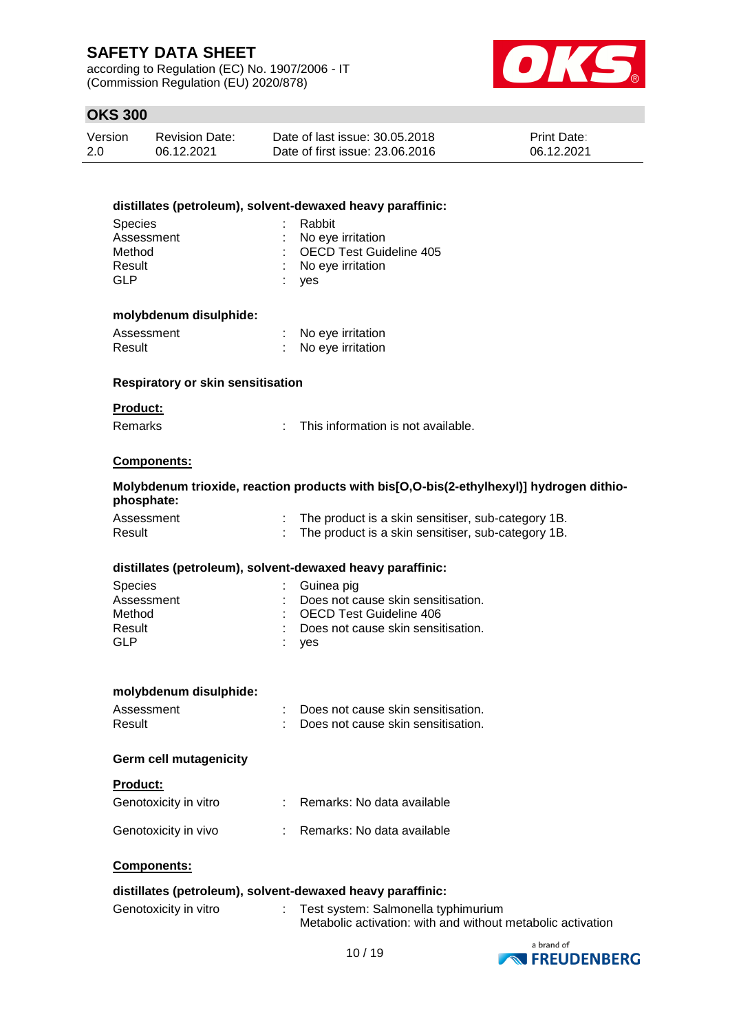**distillates (petroleum), solvent-dewaxed heavy paraffinic:**

| | | |
|---|---|---|
| Species | : | Rabbit |
| Assessment | : | No eye irritation |
| Method | : | OECD Test Guideline 405 |
| Result | : | No eye irritation |
| GLP | : | yes |

**molybdenum disulphide:**

| | | |
|---|---|---|
| Assessment | : | No eye irritation |
| Result | : | No eye irritation |

**Respiratory or skin sensitisation**

**Product:**

| | | |
|---|---|---|
| Remarks | : | This information is not available. |

**Components:**

**Molybdenum trioxide, reaction products with bis[O,O-bis(2-ethylhexyl)] hydrogen dithiophosphate:**

| | | |
|---|---|---|
| Assessment | : | The product is a skin sensitiser, sub-category 1B. |
| Result | : | The product is a skin sensitiser, sub-category 1B. |

**distillates (petroleum), solvent-dewaxed heavy paraffinic:**

| | | |
|---|---|---|
| Species | : | Guinea pig |
| Assessment | : | Does not cause skin sensitisation. |
| Method | : | OECD Test Guideline 406 |
| Result | : | Does not cause skin sensitisation. |
| GLP | : | yes |

**molybdenum disulphide:**

| | | |
|---|---|---|
| Assessment | : | Does not cause skin sensitisation. |
| Result | : | Does not cause skin sensitisation. |

**Germ cell mutagenicity**

**Product:**

| | | |
|---|---|---|
| Genotoxicity in vitro | : | Remarks: No data available |
| Genotoxicity in vivo | : | Remarks: No data available |

**Components:**

**distillates (petroleum), solvent-dewaxed heavy paraffinic:**

| | | |
|---|---|---|
| Genotoxicity in vitro | : | Test system: Salmonella typhimurium<br>Metabolic activation: with and without metabolic activation |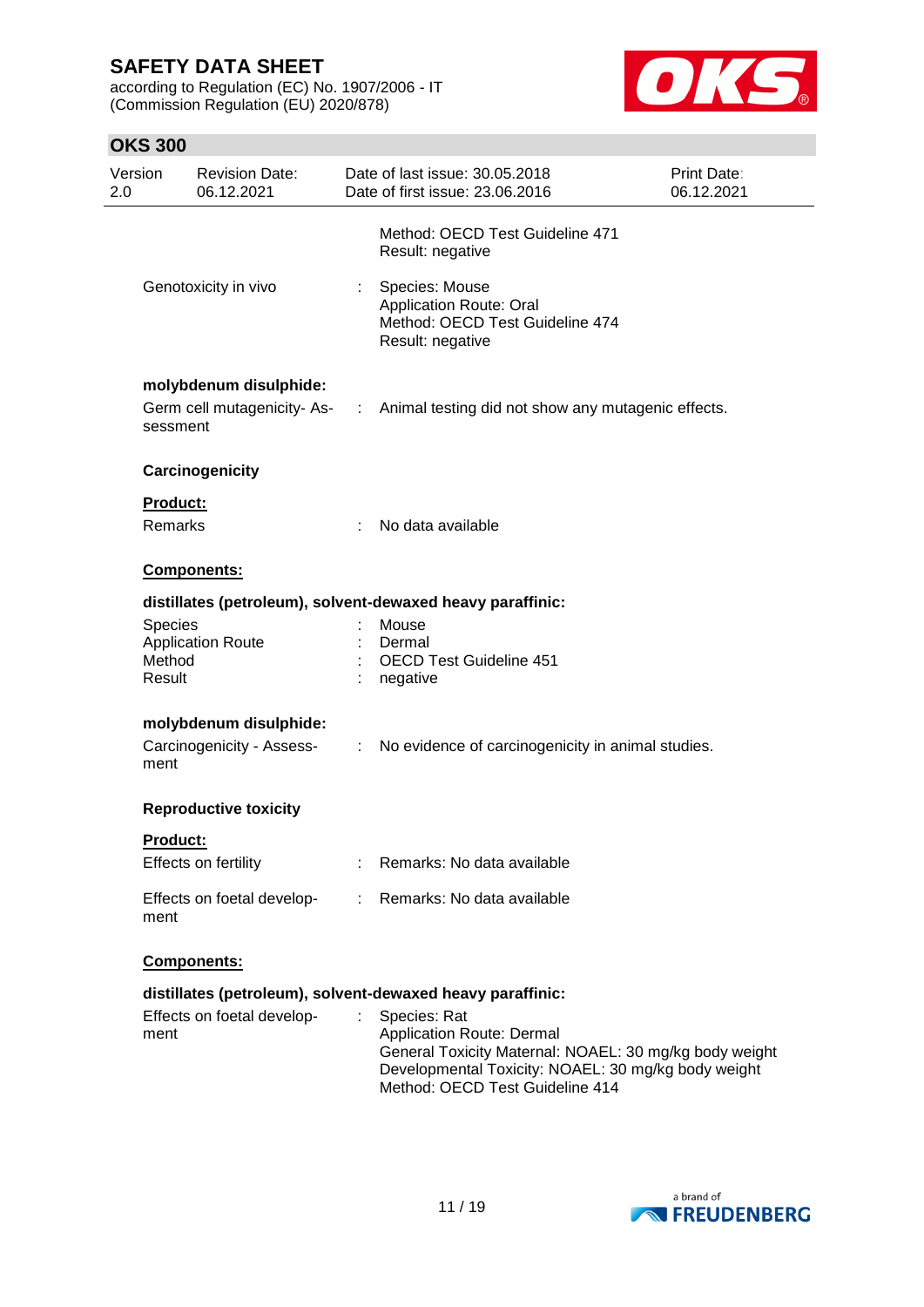Method: OECD Test Guideline 471
Result: negative

Genotoxicity in vivo : Species: Mouse
Application Route: Oral
Method: OECD Test Guideline 474
Result: negative

**molybdenum disulphide:**

Germ cell mutagenicity- Assessment : Animal testing did not show any mutagenic effects.

**Carcinogenicity**

**Product:**

Remarks : No data available

**Components:**

**distillates (petroleum), solvent-dewaxed heavy paraffinic:**

Species : Mouse
Application Route : Dermal
Method : OECD Test Guideline 451
Result : negative

**molybdenum disulphide:**

Carcinogenicity - Assessment : No evidence of carcinogenicity in animal studies.

**Reproductive toxicity**

**Product:**

Effects on fertility : Remarks: No data available

Effects on foetal development : Remarks: No data available

**Components:**

**distillates (petroleum), solvent-dewaxed heavy paraffinic:**

Effects on foetal development : Species: Rat
Application Route: Dermal
General Toxicity Maternal: NOAEL: 30 mg/kg body weight
Developmental Toxicity: NOAEL: 30 mg/kg body weight
Method: OECD Test Guideline 414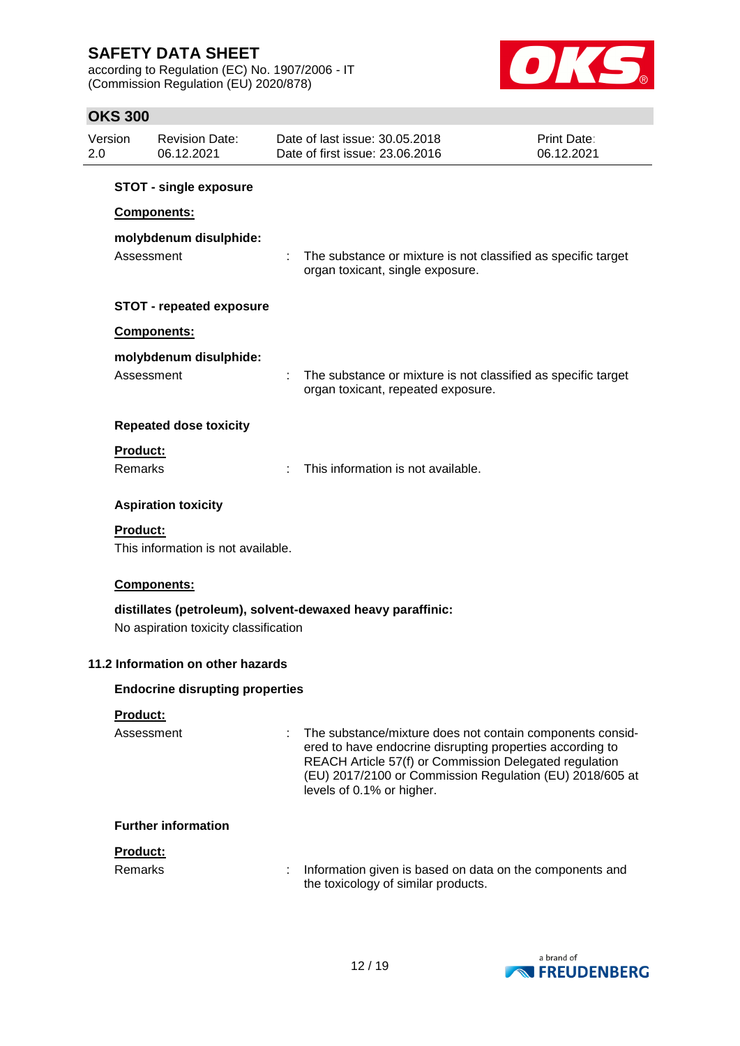**STOT - single exposure**

**Components:**

**molybdenum disulphide:**

Assessment : The substance or mixture is not classified as specific target organ toxicant, single exposure.

**STOT - repeated exposure**

**Components:**

**molybdenum disulphide:**

Assessment : The substance or mixture is not classified as specific target organ toxicant, repeated exposure.

**Repeated dose toxicity**

**Product:**

Remarks : This information is not available.

**Aspiration toxicity**

**Product:**

This information is not available.

**Components:**

**distillates (petroleum), solvent-dewaxed heavy paraffinic:**

No aspiration toxicity classification

## 11.2 Information on other hazards

**Endocrine disrupting properties**

**Product:**

Assessment : The substance/mixture does not contain components considered to have endocrine disrupting properties according to REACH Article 57(f) or Commission Delegated regulation (EU) 2017/2100 or Commission Regulation (EU) 2018/605 at levels of 0.1% or higher.

**Further information**

**Product:**

Remarks : Information given is based on data on the components and the toxicology of similar products.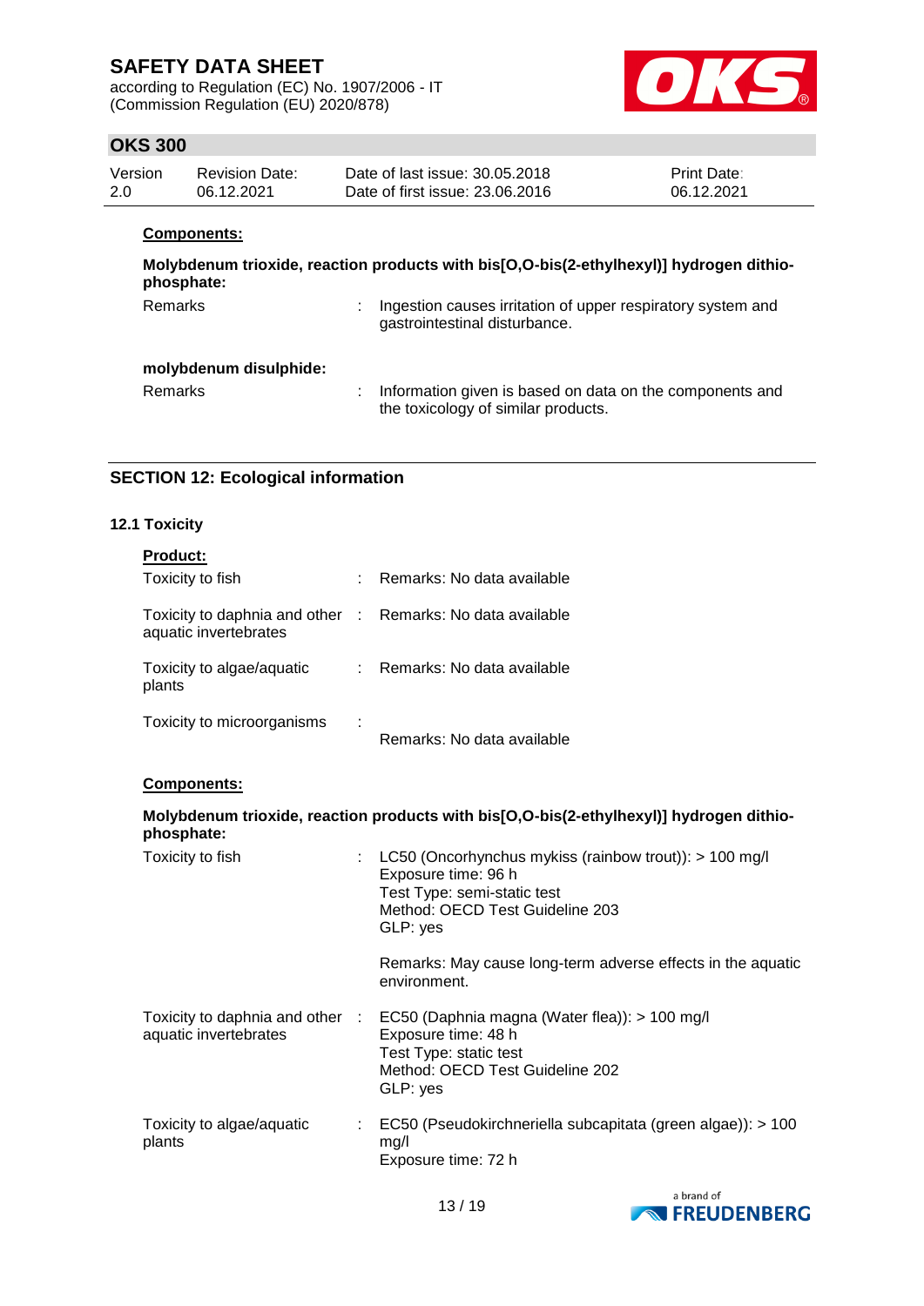**Components:**

**Molybdenum trioxide, reaction products with bis[O,O-bis(2-ethylhexyl)] hydrogen dithio-phosphate:**

Remarks : Ingestion causes irritation of upper respiratory system and gastrointestinal disturbance.

**molybdenum disulphide:**

Remarks : Information given is based on data on the components and the toxicology of similar products.

## SECTION 12: Ecological information

### 12.1 Toxicity

**Product:**

Toxicity to fish : Remarks: No data available

Toxicity to daphnia and other aquatic invertebrates : Remarks: No data available

Toxicity to algae/aquatic plants : Remarks: No data available

Toxicity to microorganisms : Remarks: No data available

**Components:**

**Molybdenum trioxide, reaction products with bis[O,O-bis(2-ethylhexyl)] hydrogen dithio-phosphate:**

Toxicity to fish : LC50 (Oncorhynchus mykiss (rainbow trout)): > 100 mg/l
Exposure time: 96 h
Test Type: semi-static test
Method: OECD Test Guideline 203
GLP: yes

Remarks: May cause long-term adverse effects in the aquatic environment.

Toxicity to daphnia and other aquatic invertebrates : EC50 (Daphnia magna (Water flea)): > 100 mg/l
Exposure time: 48 h
Test Type: static test
Method: OECD Test Guideline 202
GLP: yes

Toxicity to algae/aquatic plants : EC50 (Pseudokirchneriella subcapitata (green algae)): > 100 mg/l
Exposure time: 72 h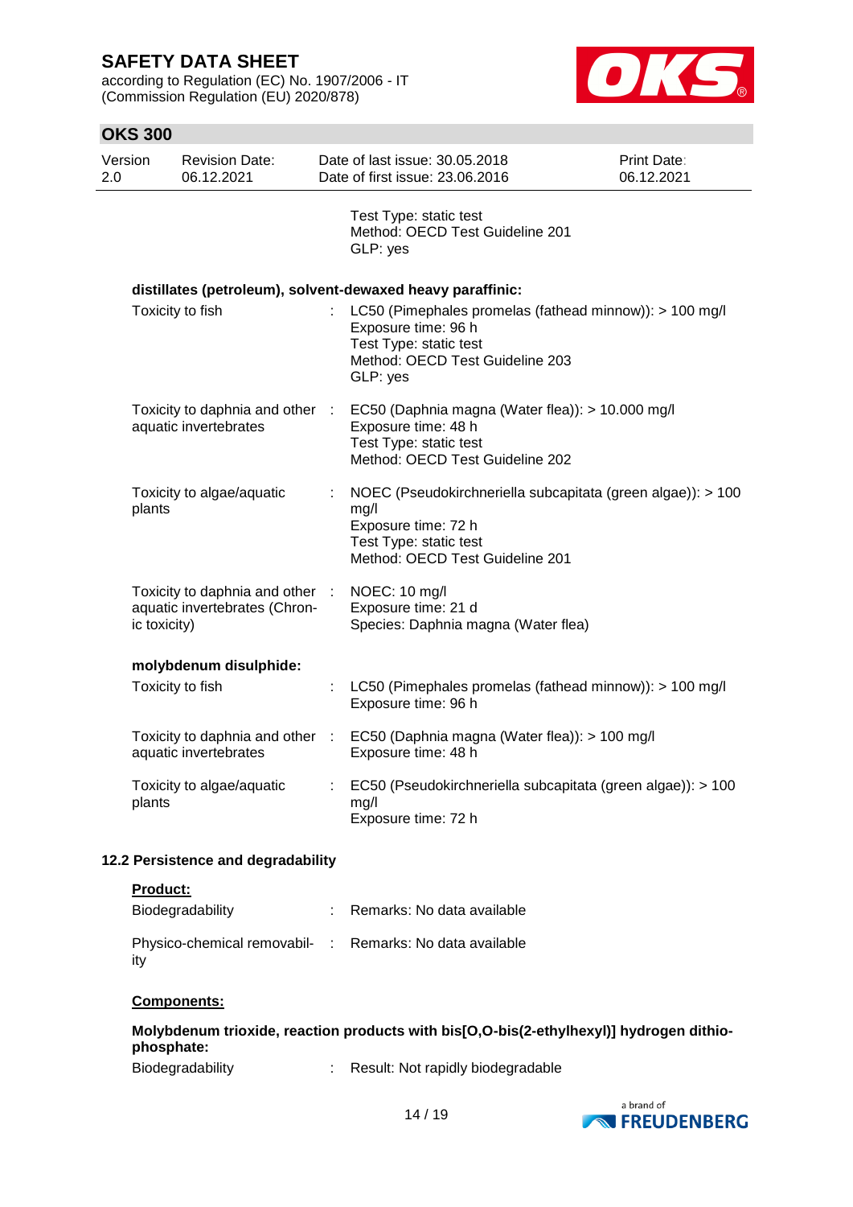Test Type: static test
Method: OECD Test Guideline 201
GLP: yes

**distillates (petroleum), solvent-dewaxed heavy paraffinic:**

| | | |
|---|---|---|
| Toxicity to fish | : | LC50 (Pimephales promelas (fathead minnow)): > 100 mg/l<br>Exposure time: 96 h<br>Test Type: static test<br>Method: OECD Test Guideline 203<br>GLP: yes |
| Toxicity to daphnia and other aquatic invertebrates | : | EC50 (Daphnia magna (Water flea)): > 10.000 mg/l<br>Exposure time: 48 h<br>Test Type: static test<br>Method: OECD Test Guideline 202 |
| Toxicity to algae/aquatic plants | : | NOEC (Pseudokirchneriella subcapitata (green algae)): > 100 mg/l<br>Exposure time: 72 h<br>Test Type: static test<br>Method: OECD Test Guideline 201 |
| Toxicity to daphnia and other aquatic invertebrates (Chronic toxicity) | : | NOEC: 10 mg/l<br>Exposure time: 21 d<br>Species: Daphnia magna (Water flea) |

**molybdenum disulphide:**

| | | |
|---|---|---|
| Toxicity to fish | : | LC50 (Pimephales promelas (fathead minnow)): > 100 mg/l<br>Exposure time: 96 h |
| Toxicity to daphnia and other aquatic invertebrates | : | EC50 (Daphnia magna (Water flea)): > 100 mg/l<br>Exposure time: 48 h |
| Toxicity to algae/aquatic plants | : | EC50 (Pseudokirchneriella subcapitata (green algae)): > 100 mg/l<br>Exposure time: 72 h |

### 12.2 Persistence and degradability

**Product:**

| | | |
|---|---|---|
| Biodegradability | : | Remarks: No data available |
| Physico-chemical removability | : | Remarks: No data available |

**Components:**

**Molybdenum trioxide, reaction products with bis[O,O-bis(2-ethylhexyl)] hydrogen dithiophosphate:**

| | | |
|---|---|---|
| Biodegradability | : | Result: Not rapidly biodegradable |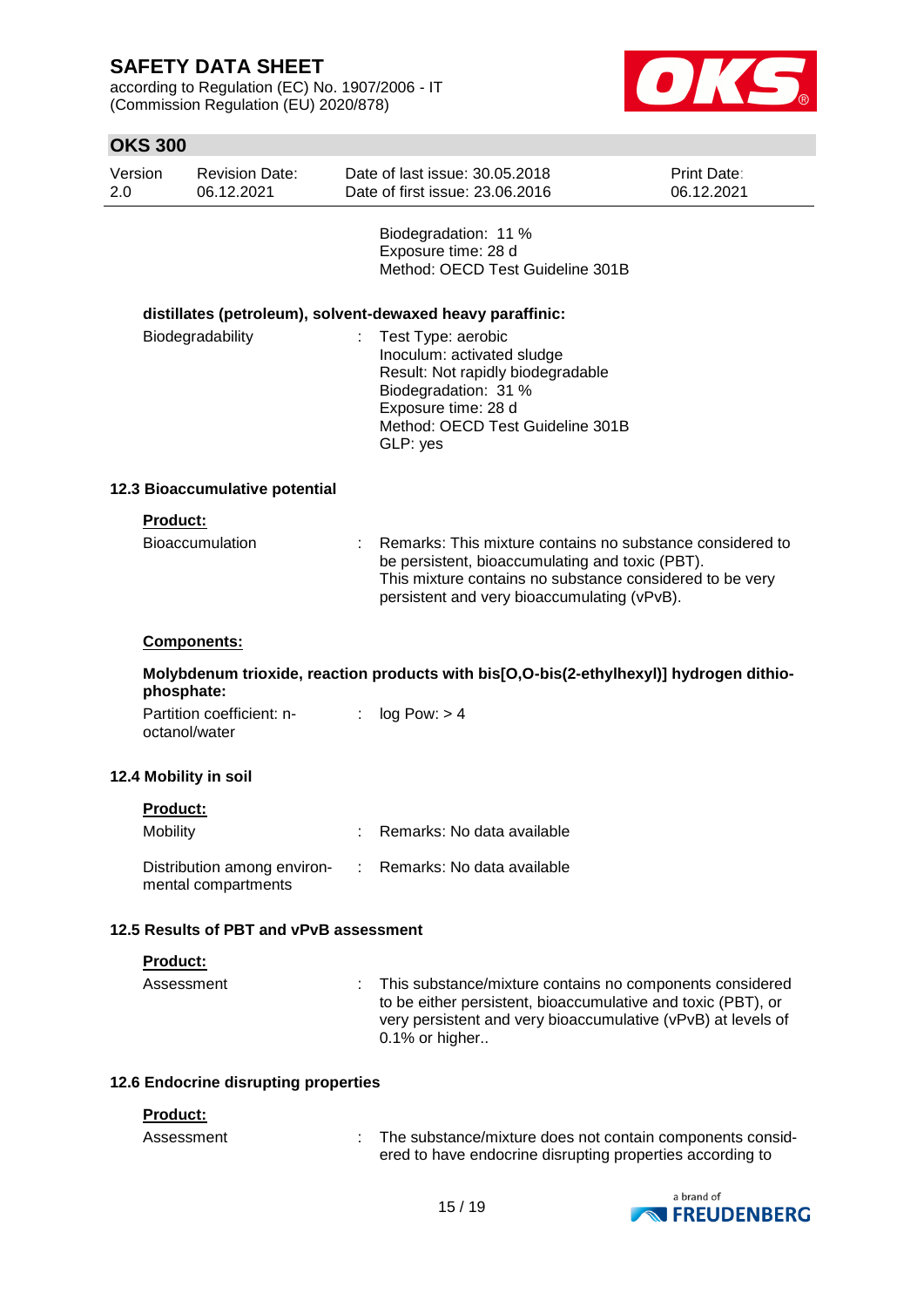Biodegradation: 11 %
Exposure time: 28 d
Method: OECD Test Guideline 301B

**distillates (petroleum), solvent-dewaxed heavy paraffinic:**

| | | |
|---|---|---|
| Biodegradability | : | Test Type: aerobic<br>Inoculum: activated sludge<br>Result: Not rapidly biodegradable<br>Biodegradation: 31 %<br>Exposure time: 28 d<br>Method: OECD Test Guideline 301B<br>GLP: yes |

### 12.3 Bioaccumulative potential

**Product:**

| | | |
|---|---|---|
| Bioaccumulation | : | Remarks: This mixture contains no substance considered to be persistent, bioaccumulating and toxic (PBT).<br>This mixture contains no substance considered to be very persistent and very bioaccumulating (vPvB). |

**Components:**

**Molybdenum trioxide, reaction products with bis[O,O-bis(2-ethylhexyl)] hydrogen dithiophosphate:**

| | | |
|---|---|---|
| Partition coefficient: n-octanol/water | : | log Pow: > 4 |

### 12.4 Mobility in soil

**Product:**

| | | |
|---|---|---|
| Mobility | : | Remarks: No data available |
| Distribution among environmental compartments | : | Remarks: No data available |

### 12.5 Results of PBT and vPvB assessment

**Product:**

| | | |
|---|---|---|
| Assessment | : | This substance/mixture contains no components considered to be either persistent, bioaccumulative and toxic (PBT), or very persistent and very bioaccumulative (vPvB) at levels of 0.1% or higher.. |

### 12.6 Endocrine disrupting properties

**Product:**

| | | |
|---|---|---|
| Assessment | : | The substance/mixture does not contain components considered to have endocrine disrupting properties according to |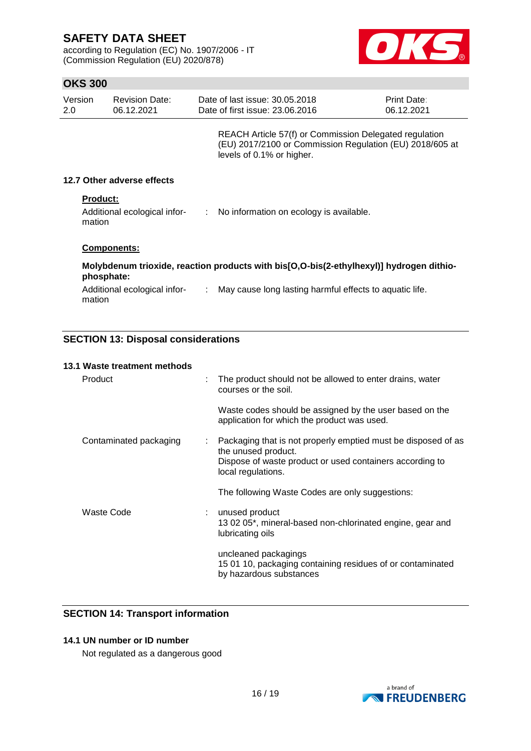REACH Article 57(f) or Commission Delegated regulation (EU) 2017/2100 or Commission Regulation (EU) 2018/605 at levels of 0.1% or higher.

### 12.7 Other adverse effects

**Product:**

Additional ecological information : No information on ecology is available.

**Components:**

**Molybdenum trioxide, reaction products with bis[O,O-bis(2-ethylhexyl)] hydrogen dithiophosphate:**

Additional ecological information : May cause long lasting harmful effects to aquatic life.

## SECTION 13: Disposal considerations

### 13.1 Waste treatment methods

Product : The product should not be allowed to enter drains, water courses or the soil.

Waste codes should be assigned by the user based on the application for which the product was used.

Contaminated packaging : Packaging that is not properly emptied must be disposed of as the unused product.
Dispose of waste product or used containers according to local regulations.

The following Waste Codes are only suggestions:

Waste Code : unused product
13 02 05*, mineral-based non-chlorinated engine, gear and lubricating oils

uncleaned packagings
15 01 10, packaging containing residues of or contaminated by hazardous substances

## SECTION 14: Transport information

### 14.1 UN number or ID number

Not regulated as a dangerous good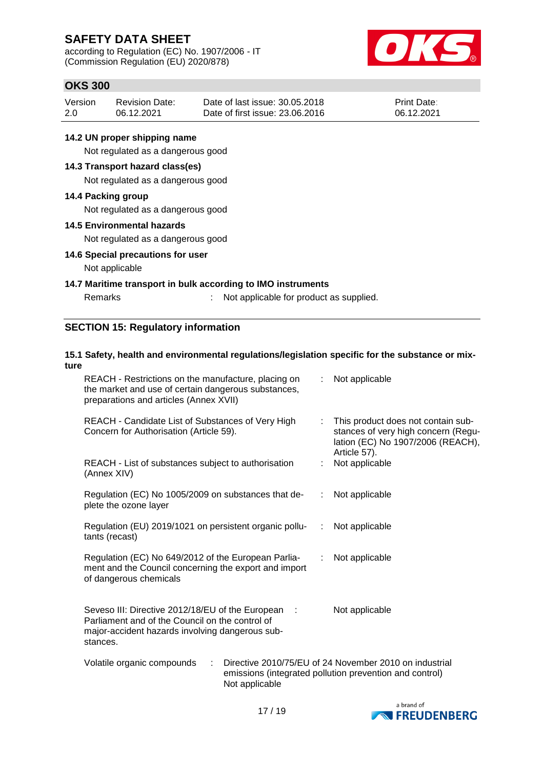### 14.2 UN proper shipping name

Not regulated as a dangerous good

### 14.3 Transport hazard class(es)

Not regulated as a dangerous good

### 14.4 Packing group

Not regulated as a dangerous good

### 14.5 Environmental hazards

Not regulated as a dangerous good

### 14.6 Special precautions for user

Not applicable

### 14.7 Maritime transport in bulk according to IMO instruments

Remarks : Not applicable for product as supplied.

## SECTION 15: Regulatory information

### 15.1 Safety, health and environmental regulations/legislation specific for the substance or mixture

| | | |
|---|---|---|
| REACH - Restrictions on the manufacture, placing on the market and use of certain dangerous substances, preparations and articles (Annex XVII) | : | Not applicable |
| REACH - Candidate List of Substances of Very High Concern for Authorisation (Article 59). | : | This product does not contain substances of very high concern (Regulation (EC) No 1907/2006 (REACH), Article 57). |
| REACH - List of substances subject to authorisation (Annex XIV) | : | Not applicable |
| Regulation (EC) No 1005/2009 on substances that deplete the ozone layer | : | Not applicable |
| Regulation (EU) 2019/1021 on persistent organic pollutants (recast) | : | Not applicable |
| Regulation (EC) No 649/2012 of the European Parliament and the Council concerning the export and import of dangerous chemicals | : | Not applicable |
| Seveso III: Directive 2012/18/EU of the European Parliament and of the Council on the control of major-accident hazards involving dangerous substances. | : | Not applicable |

Volatile organic compounds : Directive 2010/75/EU of 24 November 2010 on industrial emissions (integrated pollution prevention and control)
Not applicable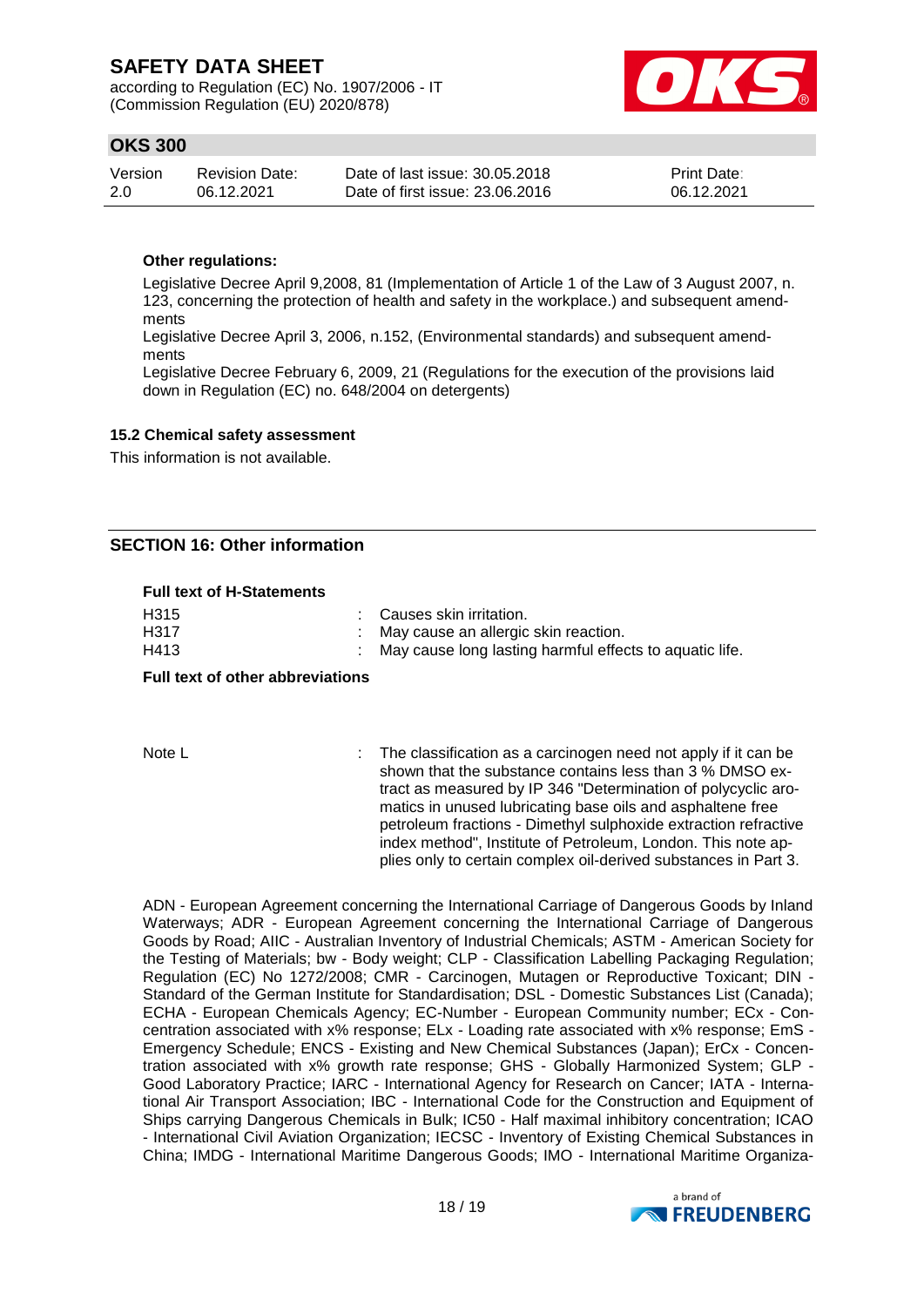**Other regulations:**

Legislative Decree April 9,2008, 81 (Implementation of Article 1 of the Law of 3 August 2007, n. 123, concerning the protection of health and safety in the workplace.) and subsequent amendments

Legislative Decree April 3, 2006, n.152, (Environmental standards) and subsequent amendments

Legislative Decree February 6, 2009, 21 (Regulations for the execution of the provisions laid down in Regulation (EC) no. 648/2004 on detergents)

### 15.2 Chemical safety assessment

This information is not available.

## SECTION 16: Other information

**Full text of H-Statements**

| | | |
|---|---|---|
| H315 | : | Causes skin irritation. |
| H317 | : | May cause an allergic skin reaction. |
| H413 | : | May cause long lasting harmful effects to aquatic life. |

**Full text of other abbreviations**

| | | |
|---|---|---|
| Note L | : | The classification as a carcinogen need not apply if it can be shown that the substance contains less than 3 % DMSO extract as measured by IP 346 "Determination of polycyclic aromatics in unused lubricating base oils and asphaltene free petroleum fractions - Dimethyl sulphoxide extraction refractive index method", Institute of Petroleum, London. This note applies only to certain complex oil-derived substances in Part 3. |

ADN - European Agreement concerning the International Carriage of Dangerous Goods by Inland Waterways; ADR - European Agreement concerning the International Carriage of Dangerous Goods by Road; AIIC - Australian Inventory of Industrial Chemicals; ASTM - American Society for the Testing of Materials; bw - Body weight; CLP - Classification Labelling Packaging Regulation; Regulation (EC) No 1272/2008; CMR - Carcinogen, Mutagen or Reproductive Toxicant; DIN - Standard of the German Institute for Standardisation; DSL - Domestic Substances List (Canada); ECHA - European Chemicals Agency; EC-Number - European Community number; ECx - Concentration associated with x% response; ELx - Loading rate associated with x% response; EmS - Emergency Schedule; ENCS - Existing and New Chemical Substances (Japan); ErCx - Concentration associated with x% growth rate response; GHS - Globally Harmonized System; GLP - Good Laboratory Practice; IARC - International Agency for Research on Cancer; IATA - International Air Transport Association; IBC - International Code for the Construction and Equipment of Ships carrying Dangerous Chemicals in Bulk; IC50 - Half maximal inhibitory concentration; ICAO - International Civil Aviation Organization; IECSC - Inventory of Existing Chemical Substances in China; IMDG - International Maritime Dangerous Goods; IMO - International Maritime Organiza-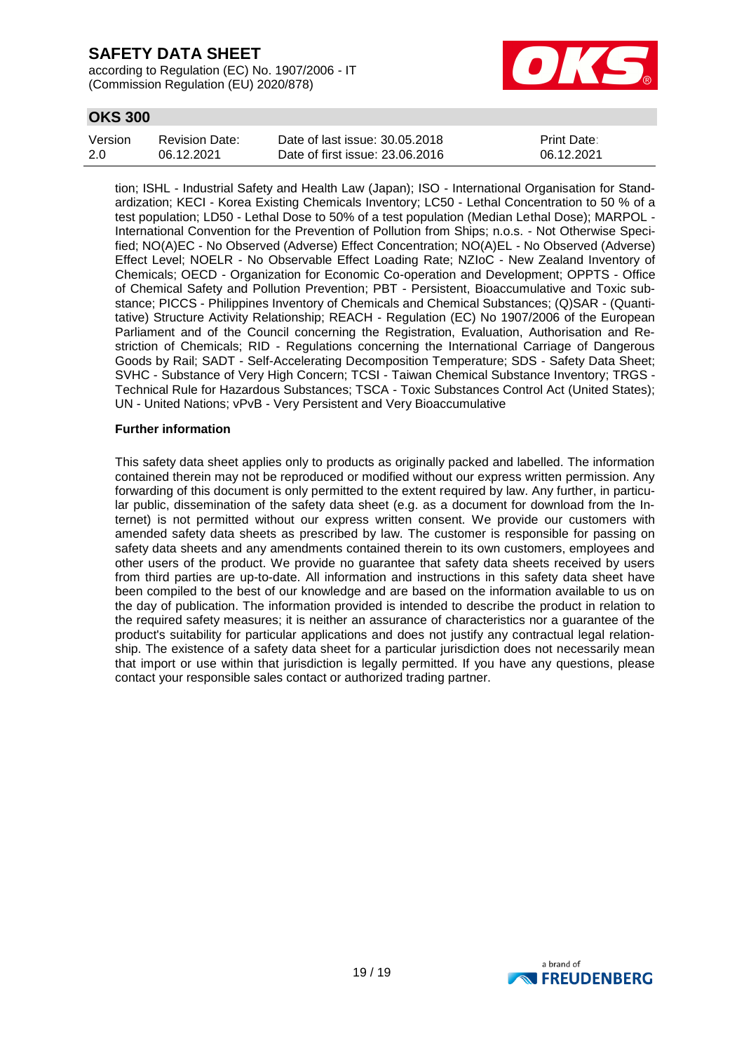tion; ISHL - Industrial Safety and Health Law (Japan); ISO - International Organisation for Standardization; KECI - Korea Existing Chemicals Inventory; LC50 - Lethal Concentration to 50 % of a test population; LD50 - Lethal Dose to 50% of a test population (Median Lethal Dose); MARPOL - International Convention for the Prevention of Pollution from Ships; n.o.s. - Not Otherwise Specified; NO(A)EC - No Observed (Adverse) Effect Concentration; NO(A)EL - No Observed (Adverse) Effect Level; NOELR - No Observable Effect Loading Rate; NZIoC - New Zealand Inventory of Chemicals; OECD - Organization for Economic Co-operation and Development; OPPTS - Office of Chemical Safety and Pollution Prevention; PBT - Persistent, Bioaccumulative and Toxic substance; PICCS - Philippines Inventory of Chemicals and Chemical Substances; (Q)SAR - (Quantitative) Structure Activity Relationship; REACH - Regulation (EC) No 1907/2006 of the European Parliament and of the Council concerning the Registration, Evaluation, Authorisation and Restriction of Chemicals; RID - Regulations concerning the International Carriage of Dangerous Goods by Rail; SADT - Self-Accelerating Decomposition Temperature; SDS - Safety Data Sheet; SVHC - Substance of Very High Concern; TCSI - Taiwan Chemical Substance Inventory; TRGS - Technical Rule for Hazardous Substances; TSCA - Toxic Substances Control Act (United States); UN - United Nations; vPvB - Very Persistent and Very Bioaccumulative

**Further information**

This safety data sheet applies only to products as originally packed and labelled. The information contained therein may not be reproduced or modified without our express written permission. Any forwarding of this document is only permitted to the extent required by law. Any further, in particular public, dissemination of the safety data sheet (e.g. as a document for download from the Internet) is not permitted without our express written consent. We provide our customers with amended safety data sheets as prescribed by law. The customer is responsible for passing on safety data sheets and any amendments contained therein to its own customers, employees and other users of the product. We provide no guarantee that safety data sheets received by users from third parties are up-to-date. All information and instructions in this safety data sheet have been compiled to the best of our knowledge and are based on the information available to us on the day of publication. The information provided is intended to describe the product in relation to the required safety measures; it is neither an assurance of characteristics nor a guarantee of the product's suitability for particular applications and does not justify any contractual legal relationship. The existence of a safety data sheet for a particular jurisdiction does not necessarily mean that import or use within that jurisdiction is legally permitted. If you have any questions, please contact your responsible sales contact or authorized trading partner.